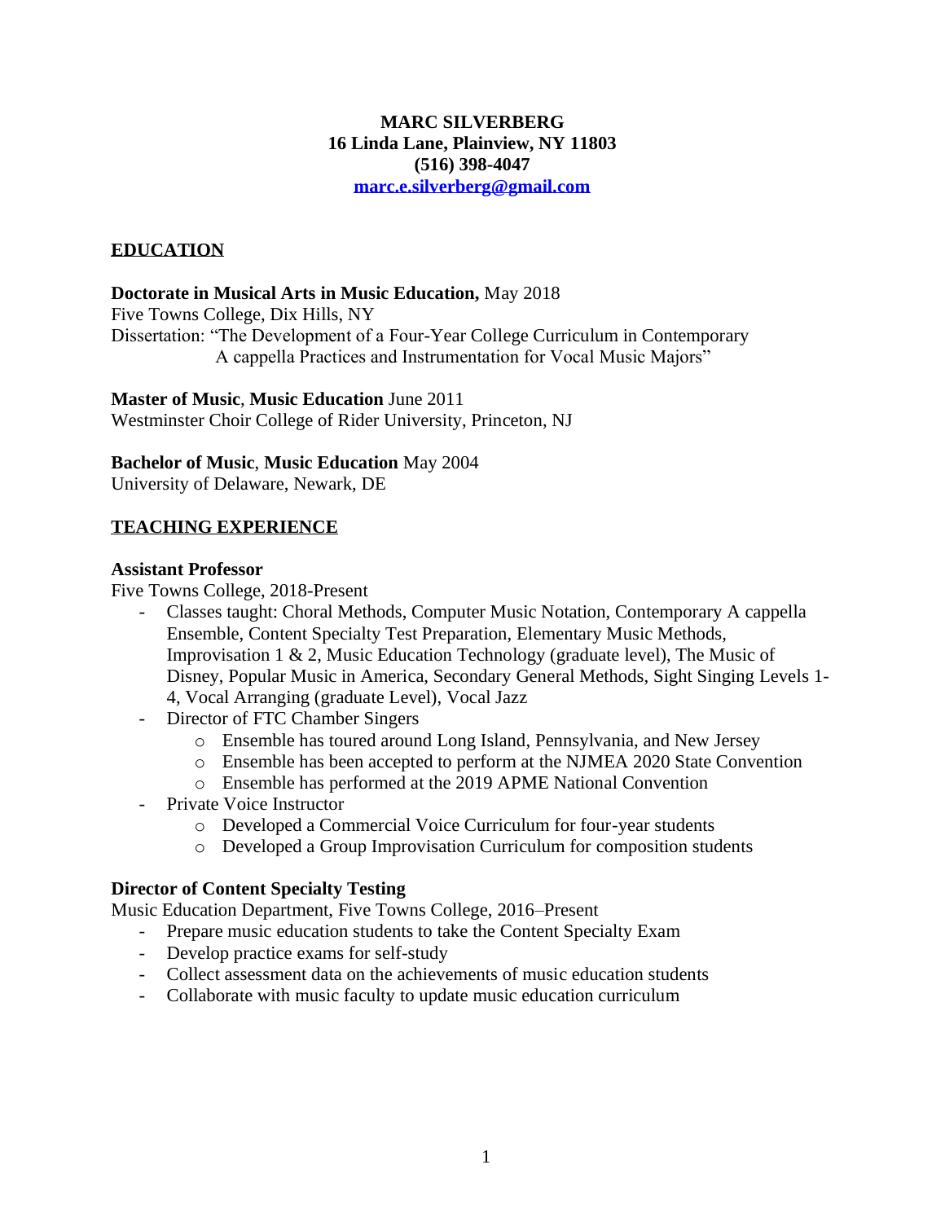**MARC SILVERBERG**
**16 Linda Lane, Plainview, NY 11803**
**(516) 398-4047**
**[marc.e.silverberg@gmail.com](mailto:marc.e.silverberg@gmail.com)**

## EDUCATION

**Doctorate in Musical Arts in Music Education,** May 2018
Five Towns College, Dix Hills, NY
Dissertation: "The Development of a Four-Year College Curriculum in Contemporary A cappella Practices and Instrumentation for Vocal Music Majors"

**Master of Music**, **Music Education** June 2011
Westminster Choir College of Rider University, Princeton, NJ

**Bachelor of Music**, **Music Education** May 2004
University of Delaware, Newark, DE

## TEACHING EXPERIENCE

**Assistant Professor**
Five Towns College, 2018-Present

- Classes taught: Choral Methods, Computer Music Notation, Contemporary A cappella Ensemble, Content Specialty Test Preparation, Elementary Music Methods, Improvisation 1 & 2, Music Education Technology (graduate level), The Music of Disney, Popular Music in America, Secondary General Methods, Sight Singing Levels 1-4, Vocal Arranging (graduate Level), Vocal Jazz
- Director of FTC Chamber Singers
    - Ensemble has toured around Long Island, Pennsylvania, and New Jersey
    - Ensemble has been accepted to perform at the NJMEA 2020 State Convention
    - Ensemble has performed at the 2019 APME National Convention
- Private Voice Instructor
    - Developed a Commercial Voice Curriculum for four-year students
    - Developed a Group Improvisation Curriculum for composition students

**Director of Content Specialty Testing**
Music Education Department, Five Towns College, 2016–Present

- Prepare music education students to take the Content Specialty Exam
- Develop practice exams for self-study
- Collect assessment data on the achievements of music education students
- Collaborate with music faculty to update music education curriculum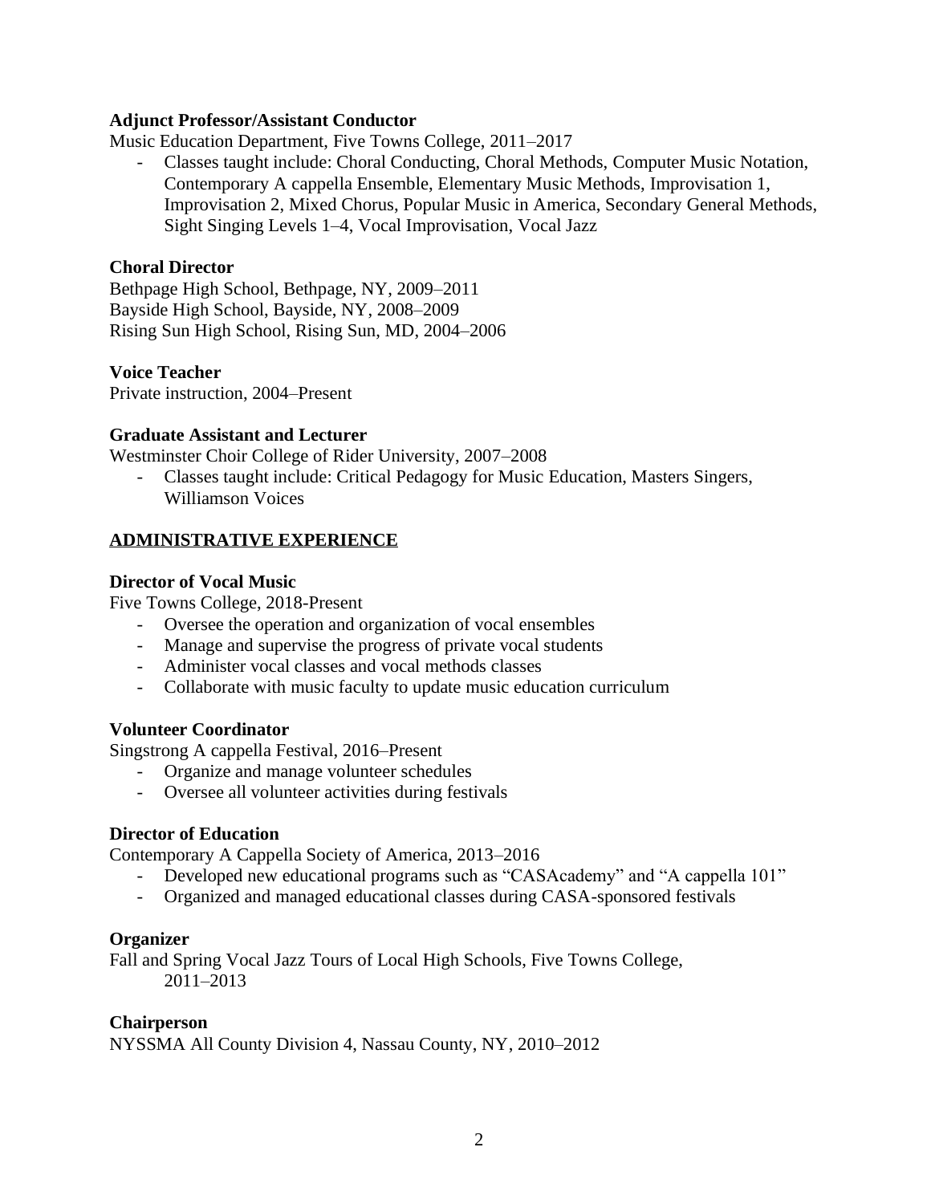**Adjunct Professor/Assistant Conductor**

Music Education Department, Five Towns College, 2011–2017

- Classes taught include: Choral Conducting, Choral Methods, Computer Music Notation, Contemporary A cappella Ensemble, Elementary Music Methods, Improvisation 1, Improvisation 2, Mixed Chorus, Popular Music in America, Secondary General Methods, Sight Singing Levels 1–4, Vocal Improvisation, Vocal Jazz

**Choral Director**

Bethpage High School, Bethpage, NY, 2009–2011
Bayside High School, Bayside, NY, 2008–2009
Rising Sun High School, Rising Sun, MD, 2004–2006

**Voice Teacher**

Private instruction, 2004–Present

**Graduate Assistant and Lecturer**

Westminster Choir College of Rider University, 2007–2008

- Classes taught include: Critical Pedagogy for Music Education, Masters Singers, Williamson Voices

## ADMINISTRATIVE EXPERIENCE

**Director of Vocal Music**

Five Towns College, 2018-Present

- Oversee the operation and organization of vocal ensembles
- Manage and supervise the progress of private vocal students
- Administer vocal classes and vocal methods classes
- Collaborate with music faculty to update music education curriculum

**Volunteer Coordinator**

Singstrong A cappella Festival, 2016–Present

- Organize and manage volunteer schedules
- Oversee all volunteer activities during festivals

**Director of Education**

Contemporary A Cappella Society of America, 2013–2016

- Developed new educational programs such as "CASAcademy" and "A cappella 101"
- Organized and managed educational classes during CASA-sponsored festivals

**Organizer**

Fall and Spring Vocal Jazz Tours of Local High Schools, Five Towns College, 2011–2013

**Chairperson**

NYSSMA All County Division 4, Nassau County, NY, 2010–2012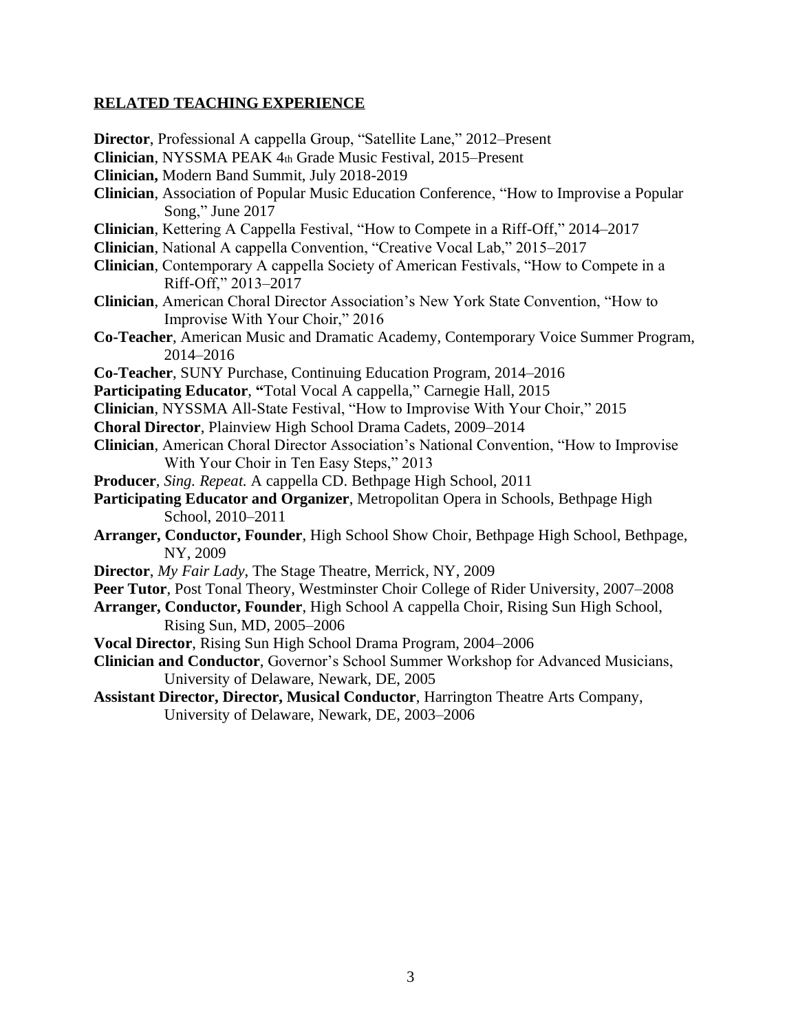## RELATED TEACHING EXPERIENCE

**Director**, Professional A cappella Group, "Satellite Lane," 2012–Present

**Clinician**, NYSSMA PEAK 4th Grade Music Festival, 2015–Present

**Clinician,** Modern Band Summit, July 2018-2019

**Clinician**, Association of Popular Music Education Conference, "How to Improvise a Popular Song," June 2017

**Clinician**, Kettering A Cappella Festival, "How to Compete in a Riff-Off," 2014–2017

**Clinician**, National A cappella Convention, "Creative Vocal Lab," 2015–2017

**Clinician**, Contemporary A cappella Society of American Festivals, "How to Compete in a Riff-Off," 2013–2017

**Clinician**, American Choral Director Association's New York State Convention, "How to Improvise With Your Choir," 2016

**Co-Teacher**, American Music and Dramatic Academy, Contemporary Voice Summer Program, 2014–2016

**Co-Teacher**, SUNY Purchase, Continuing Education Program, 2014–2016

**Participating Educator**, **"**Total Vocal A cappella," Carnegie Hall, 2015

**Clinician**, NYSSMA All-State Festival, "How to Improvise With Your Choir," 2015

**Choral Director**, Plainview High School Drama Cadets, 2009–2014

**Clinician**, American Choral Director Association's National Convention, "How to Improvise With Your Choir in Ten Easy Steps," 2013

**Producer**, *Sing. Repeat.* A cappella CD. Bethpage High School, 2011

**Participating Educator and Organizer**, Metropolitan Opera in Schools, Bethpage High School, 2010–2011

**Arranger, Conductor, Founder**, High School Show Choir, Bethpage High School, Bethpage, NY, 2009

**Director**, *My Fair Lady*, The Stage Theatre, Merrick, NY, 2009

**Peer Tutor**, Post Tonal Theory, Westminster Choir College of Rider University, 2007–2008

**Arranger, Conductor, Founder**, High School A cappella Choir, Rising Sun High School, Rising Sun, MD, 2005–2006

**Vocal Director**, Rising Sun High School Drama Program, 2004–2006

**Clinician and Conductor**, Governor's School Summer Workshop for Advanced Musicians, University of Delaware, Newark, DE, 2005

**Assistant Director, Director, Musical Conductor**, Harrington Theatre Arts Company, University of Delaware, Newark, DE, 2003–2006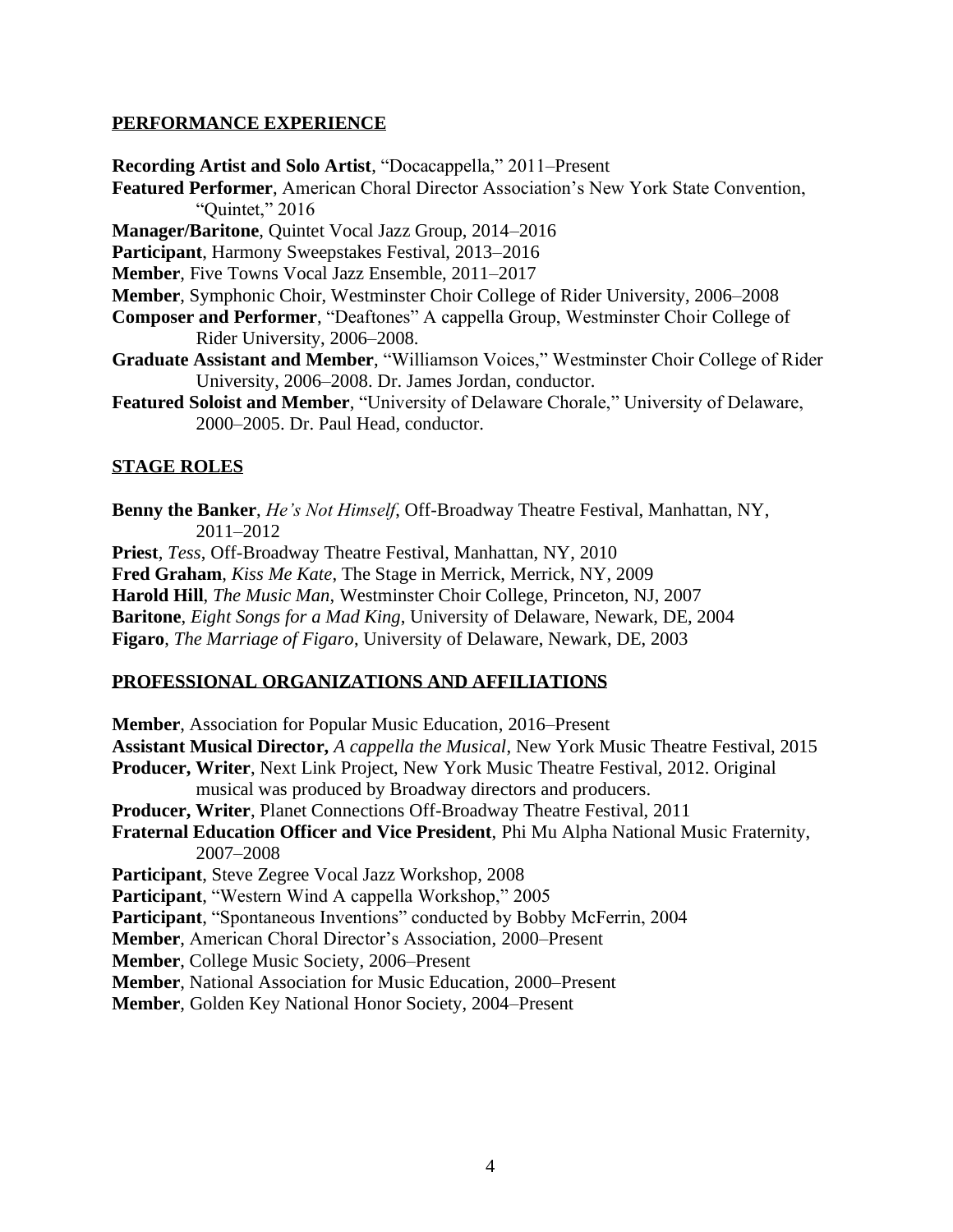## PERFORMANCE EXPERIENCE

**Recording Artist and Solo Artist**, "Docacappella," 2011–Present
**Featured Performer**, American Choral Director Association's New York State Convention, "Quintet," 2016
**Manager/Baritone**, Quintet Vocal Jazz Group, 2014–2016
**Participant**, Harmony Sweepstakes Festival, 2013–2016
**Member**, Five Towns Vocal Jazz Ensemble, 2011–2017
**Member**, Symphonic Choir, Westminster Choir College of Rider University, 2006–2008
**Composer and Performer**, "Deaftones" A cappella Group, Westminster Choir College of Rider University, 2006–2008.
**Graduate Assistant and Member**, "Williamson Voices," Westminster Choir College of Rider University, 2006–2008. Dr. James Jordan, conductor.
**Featured Soloist and Member**, "University of Delaware Chorale," University of Delaware, 2000–2005. Dr. Paul Head, conductor.

## STAGE ROLES

**Benny the Banker**, *He's Not Himself*, Off-Broadway Theatre Festival, Manhattan, NY, 2011–2012
**Priest**, *Tess*, Off-Broadway Theatre Festival, Manhattan, NY, 2010
**Fred Graham**, *Kiss Me Kate*, The Stage in Merrick, Merrick, NY, 2009
**Harold Hill**, *The Music Man*, Westminster Choir College, Princeton, NJ, 2007
**Baritone**, *Eight Songs for a Mad King*, University of Delaware, Newark, DE, 2004
**Figaro**, *The Marriage of Figaro*, University of Delaware, Newark, DE, 2003

## PROFESSIONAL ORGANIZATIONS AND AFFILIATIONS

**Member**, Association for Popular Music Education, 2016–Present
**Assistant Musical Director,** *A cappella the Musical*, New York Music Theatre Festival, 2015
**Producer, Writer**, Next Link Project, New York Music Theatre Festival, 2012. Original musical was produced by Broadway directors and producers.
**Producer, Writer**, Planet Connections Off-Broadway Theatre Festival, 2011
**Fraternal Education Officer and Vice President**, Phi Mu Alpha National Music Fraternity, 2007–2008
**Participant**, Steve Zegree Vocal Jazz Workshop, 2008
**Participant**, "Western Wind A cappella Workshop," 2005
**Participant**, "Spontaneous Inventions" conducted by Bobby McFerrin, 2004
**Member**, American Choral Director's Association, 2000–Present
**Member**, College Music Society, 2006–Present
**Member**, National Association for Music Education, 2000–Present
**Member**, Golden Key National Honor Society, 2004–Present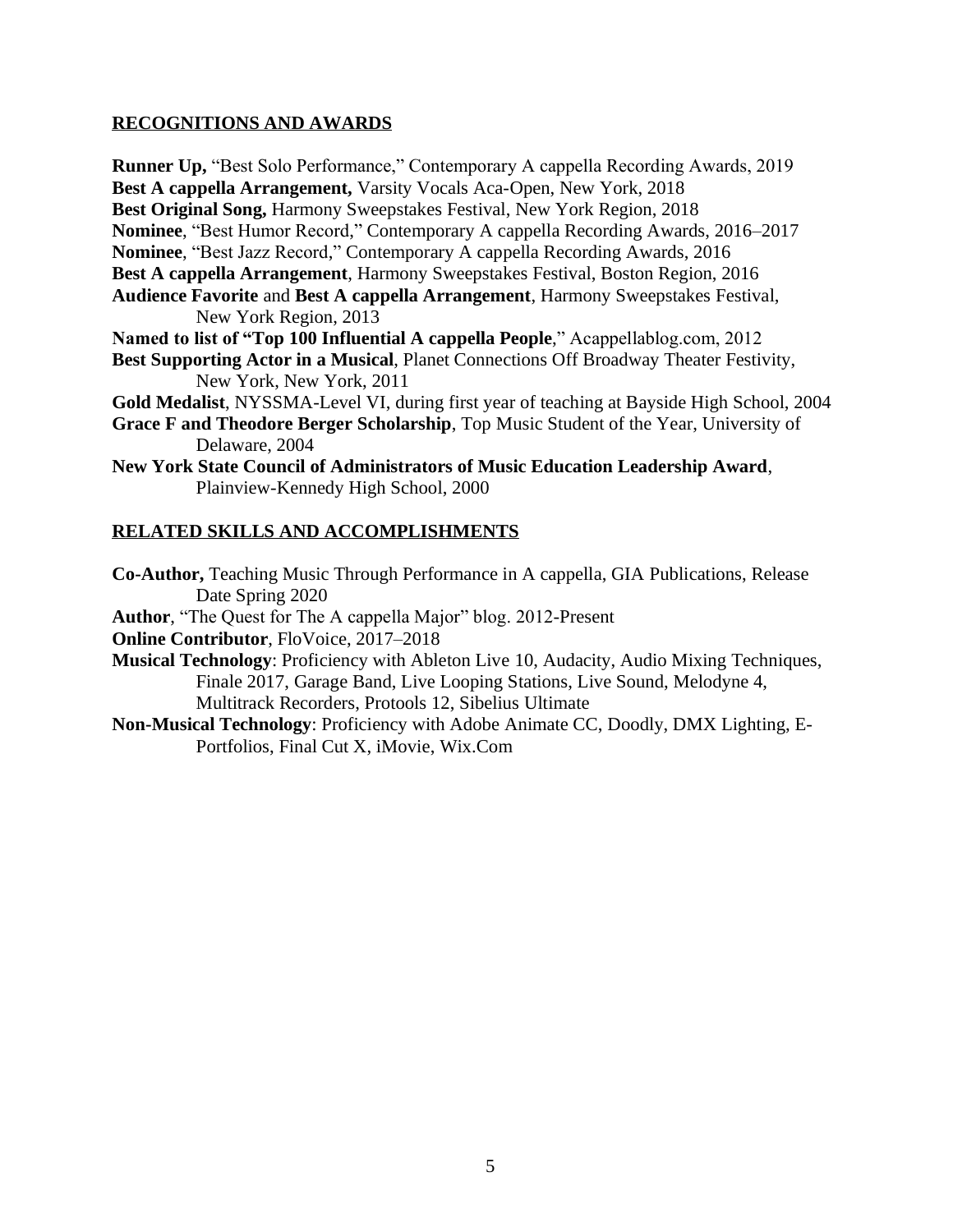## RECOGNITIONS AND AWARDS

**Runner Up,** "Best Solo Performance," Contemporary A cappella Recording Awards, 2019
**Best A cappella Arrangement,** Varsity Vocals Aca-Open, New York, 2018
**Best Original Song,** Harmony Sweepstakes Festival, New York Region, 2018
**Nominee**, "Best Humor Record," Contemporary A cappella Recording Awards, 2016–2017
**Nominee**, "Best Jazz Record," Contemporary A cappella Recording Awards, 2016
**Best A cappella Arrangement**, Harmony Sweepstakes Festival, Boston Region, 2016
**Audience Favorite** and **Best A cappella Arrangement**, Harmony Sweepstakes Festival, New York Region, 2013
**Named to list of "Top 100 Influential A cappella People**," Acappellablog.com, 2012
**Best Supporting Actor in a Musical**, Planet Connections Off Broadway Theater Festivity, New York, New York, 2011
**Gold Medalist**, NYSSMA-Level VI, during first year of teaching at Bayside High School, 2004
**Grace F and Theodore Berger Scholarship**, Top Music Student of the Year, University of Delaware, 2004
**New York State Council of Administrators of Music Education Leadership Award**, Plainview-Kennedy High School, 2000

## RELATED SKILLS AND ACCOMPLISHMENTS

**Co-Author,** Teaching Music Through Performance in A cappella, GIA Publications, Release Date Spring 2020
**Author**, "The Quest for The A cappella Major" blog. 2012-Present
**Online Contributor**, FloVoice, 2017–2018
**Musical Technology**: Proficiency with Ableton Live 10, Audacity, Audio Mixing Techniques, Finale 2017, Garage Band, Live Looping Stations, Live Sound, Melodyne 4, Multitrack Recorders, Protools 12, Sibelius Ultimate
**Non-Musical Technology**: Proficiency with Adobe Animate CC, Doodly, DMX Lighting, E-Portfolios, Final Cut X, iMovie, Wix.Com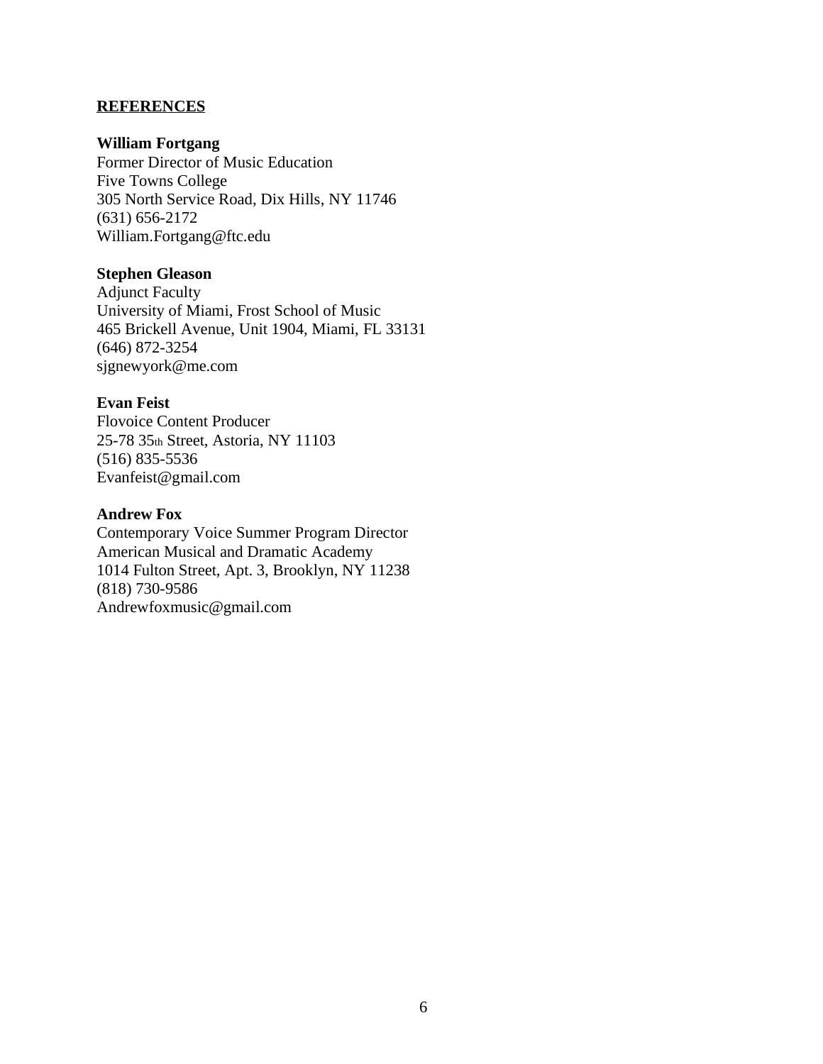**REFERENCES**

**William Fortgang**
Former Director of Music Education
Five Towns College
305 North Service Road, Dix Hills, NY 11746
(631) 656-2172
William.Fortgang@ftc.edu

**Stephen Gleason**
Adjunct Faculty
University of Miami, Frost School of Music
465 Brickell Avenue, Unit 1904, Miami, FL 33131
(646) 872-3254
sjgnewyork@me.com

**Evan Feist**
Flovoice Content Producer
25-78 35th Street, Astoria, NY 11103
(516) 835-5536
Evanfeist@gmail.com

**Andrew Fox**
Contemporary Voice Summer Program Director
American Musical and Dramatic Academy
1014 Fulton Street, Apt. 3, Brooklyn, NY 11238
(818) 730-9586
Andrewfoxmusic@gmail.com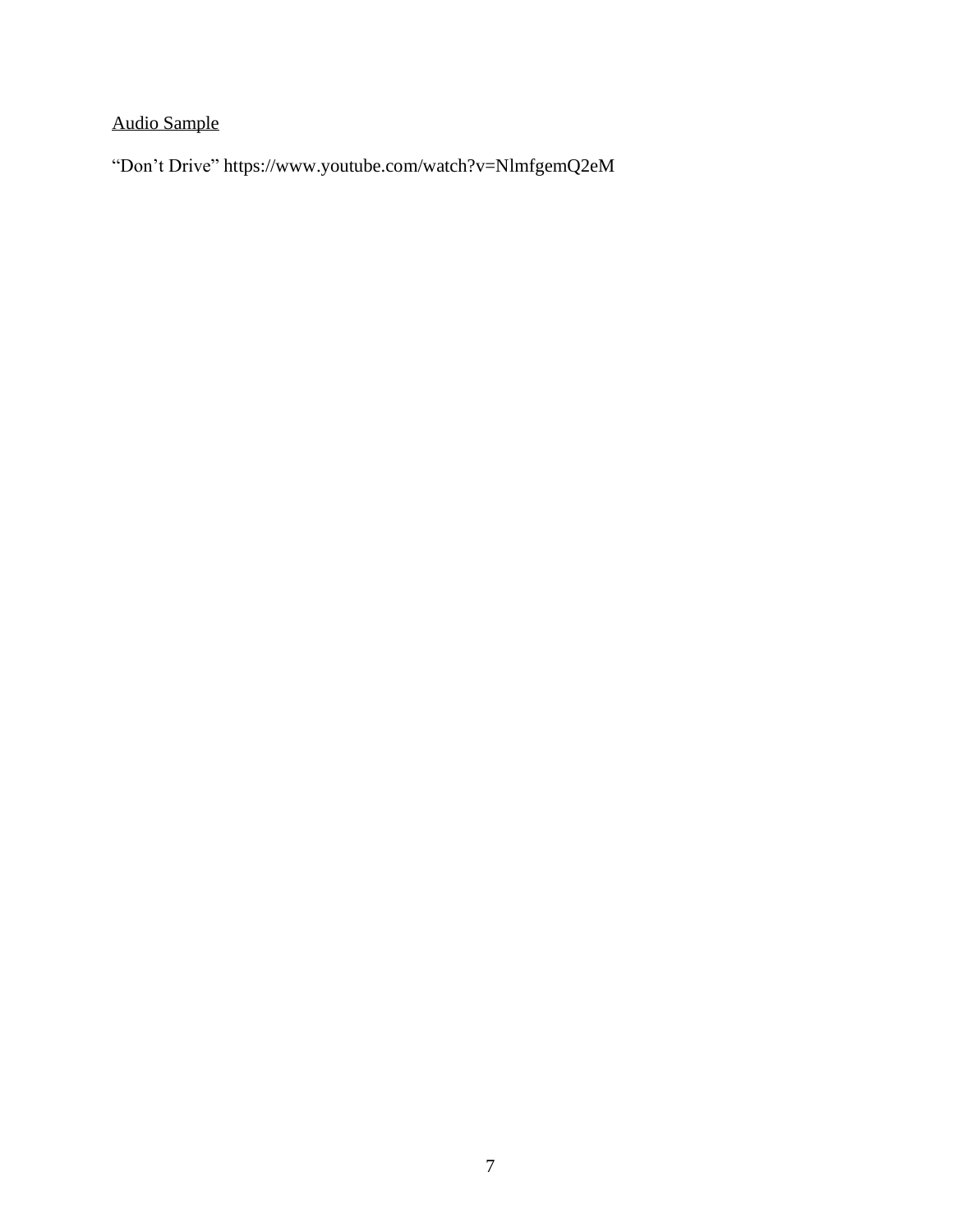<u>Audio Sample</u>

"Don't Drive" https://www.youtube.com/watch?v=NlmfgemQ2eM